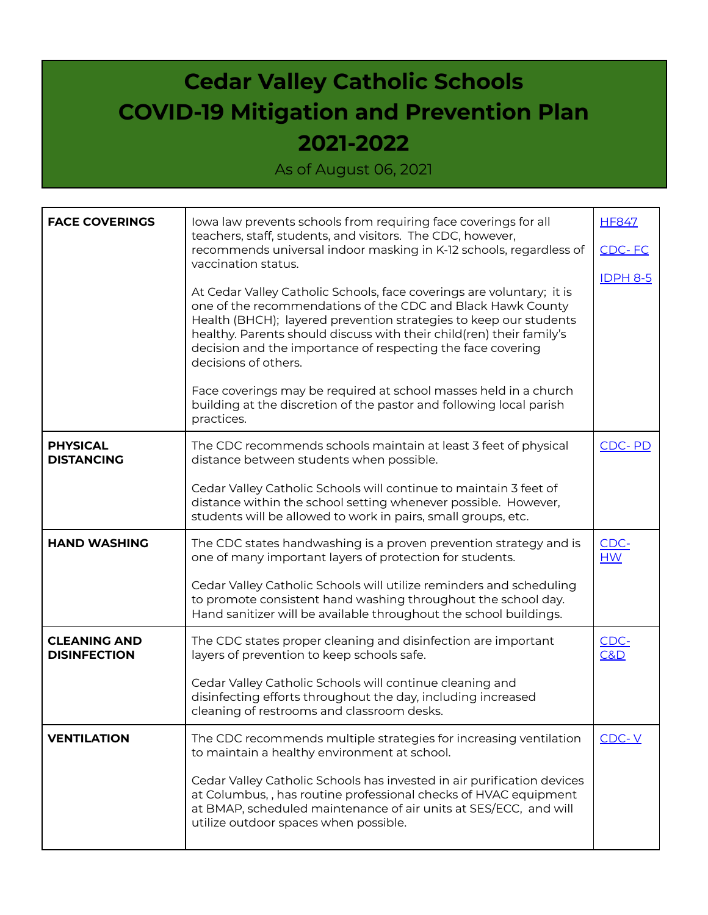# Cedar Valley Catholic Schools
# COVID-19 Mitigation and Prevention Plan
# 2021-2022

As of August 06, 2021

| | | |
|---|---|---|
| **FACE COVERINGS** | Iowa law prevents schools from requiring face coverings for all teachers, staff, students, and visitors. The CDC, however, recommends universal indoor masking in K-12 schools, regardless of vaccination status.<br><br>At Cedar Valley Catholic Schools, face coverings are voluntary; it is one of the recommendations of the CDC and Black Hawk County Health (BHCH); layered prevention strategies to keep our students healthy. Parents should discuss with their child(ren) their family's decision and the importance of respecting the face covering decisions of others.<br><br>Face coverings may be required at school masses held in a church building at the discretion of the pastor and following local parish practices. | HF847<br><br>CDC- FC<br><br>IDPH 8-5 |
| **PHYSICAL DISTANCING** | The CDC recommends schools maintain at least 3 feet of physical distance between students when possible.<br><br>Cedar Valley Catholic Schools will continue to maintain 3 feet of distance within the school setting whenever possible. However, students will be allowed to work in pairs, small groups, etc. | CDC- PD |
| **HAND WASHING** | The CDC states handwashing is a proven prevention strategy and is one of many important layers of protection for students.<br><br>Cedar Valley Catholic Schools will utilize reminders and scheduling to promote consistent hand washing throughout the school day. Hand sanitizer will be available throughout the school buildings. | CDC- HW |
| **CLEANING AND DISINFECTION** | The CDC states proper cleaning and disinfection are important layers of prevention to keep schools safe.<br><br>Cedar Valley Catholic Schools will continue cleaning and disinfecting efforts throughout the day, including increased cleaning of restrooms and classroom desks. | CDC- C&D |
| **VENTILATION** | The CDC recommends multiple strategies for increasing ventilation to maintain a healthy environment at school.<br><br>Cedar Valley Catholic Schools has invested in air purification devices at Columbus, , has routine professional checks of HVAC equipment at BMAP, scheduled maintenance of air units at SES/ECC, and will utilize outdoor spaces when possible. | CDC- V |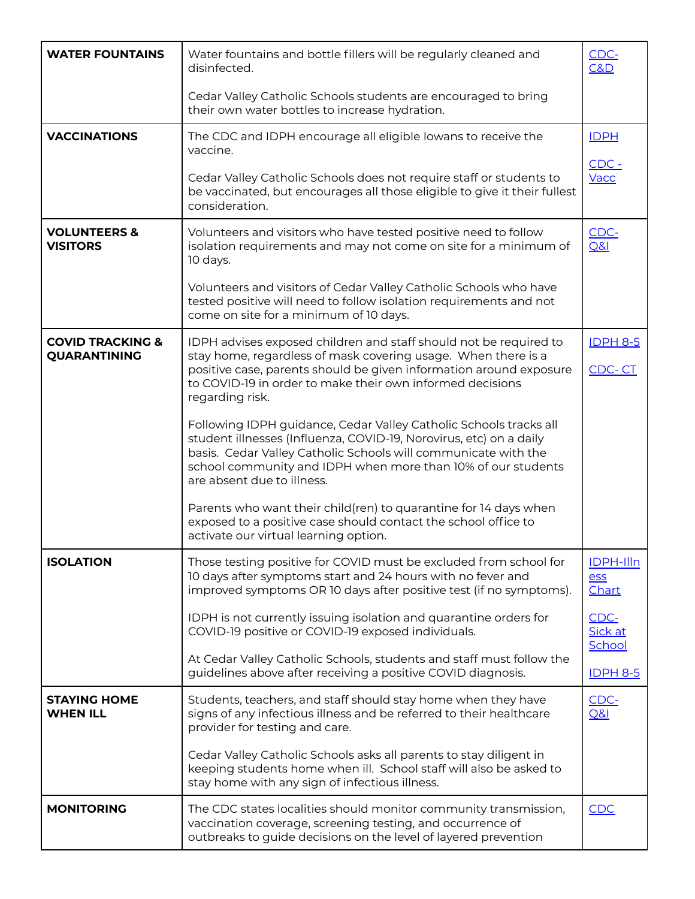| | | |
|---|---|---|
| **WATER FOUNTAINS** | Water fountains and bottle fillers will be regularly cleaned and disinfected.<br><br>Cedar Valley Catholic Schools students are encouraged to bring their own water bottles to increase hydration. | CDC- C&D |
| **VACCINATIONS** | The CDC and IDPH encourage all eligible Iowans to receive the vaccine.<br><br>Cedar Valley Catholic Schools does not require staff or students to be vaccinated, but encourages all those eligible to give it their fullest consideration. | IDPH<br><br>CDC - Vacc |
| **VOLUNTEERS & VISITORS** | Volunteers and visitors who have tested positive need to follow isolation requirements and may not come on site for a minimum of 10 days.<br><br>Volunteers and visitors of Cedar Valley Catholic Schools who have tested positive will need to follow isolation requirements and not come on site for a minimum of 10 days. | CDC- Q&I |
| **COVID TRACKING & QUARANTINING** | IDPH advises exposed children and staff should not be required to stay home, regardless of mask covering usage. When there is a positive case, parents should be given information around exposure to COVID-19 in order to make their own informed decisions regarding risk.<br><br>Following IDPH guidance, Cedar Valley Catholic Schools tracks all student illnesses (Influenza, COVID-19, Norovirus, etc) on a daily basis. Cedar Valley Catholic Schools will communicate with the school community and IDPH when more than 10% of our students are absent due to illness.<br><br>Parents who want their child(ren) to quarantine for 14 days when exposed to a positive case should contact the school office to activate our virtual learning option. | IDPH 8-5<br><br>CDC- CT |
| **ISOLATION** | Those testing positive for COVID must be excluded from school for 10 days after symptoms start and 24 hours with no fever and improved symptoms OR 10 days after positive test (if no symptoms).<br><br>IDPH is not currently issuing isolation and quarantine orders for COVID-19 positive or COVID-19 exposed individuals.<br><br>At Cedar Valley Catholic Schools, students and staff must follow the guidelines above after receiving a positive COVID diagnosis. | IDPH-Illness Chart<br><br>CDC- Sick at School<br><br>IDPH 8-5 |
| **STAYING HOME WHEN ILL** | Students, teachers, and staff should stay home when they have signs of any infectious illness and be referred to their healthcare provider for testing and care.<br><br>Cedar Valley Catholic Schools asks all parents to stay diligent in keeping students home when ill. School staff will also be asked to stay home with any sign of infectious illness. | CDC- Q&I |
| **MONITORING** | The CDC states localities should monitor community transmission, vaccination coverage, screening testing, and occurrence of outbreaks to guide decisions on the level of layered prevention | CDC |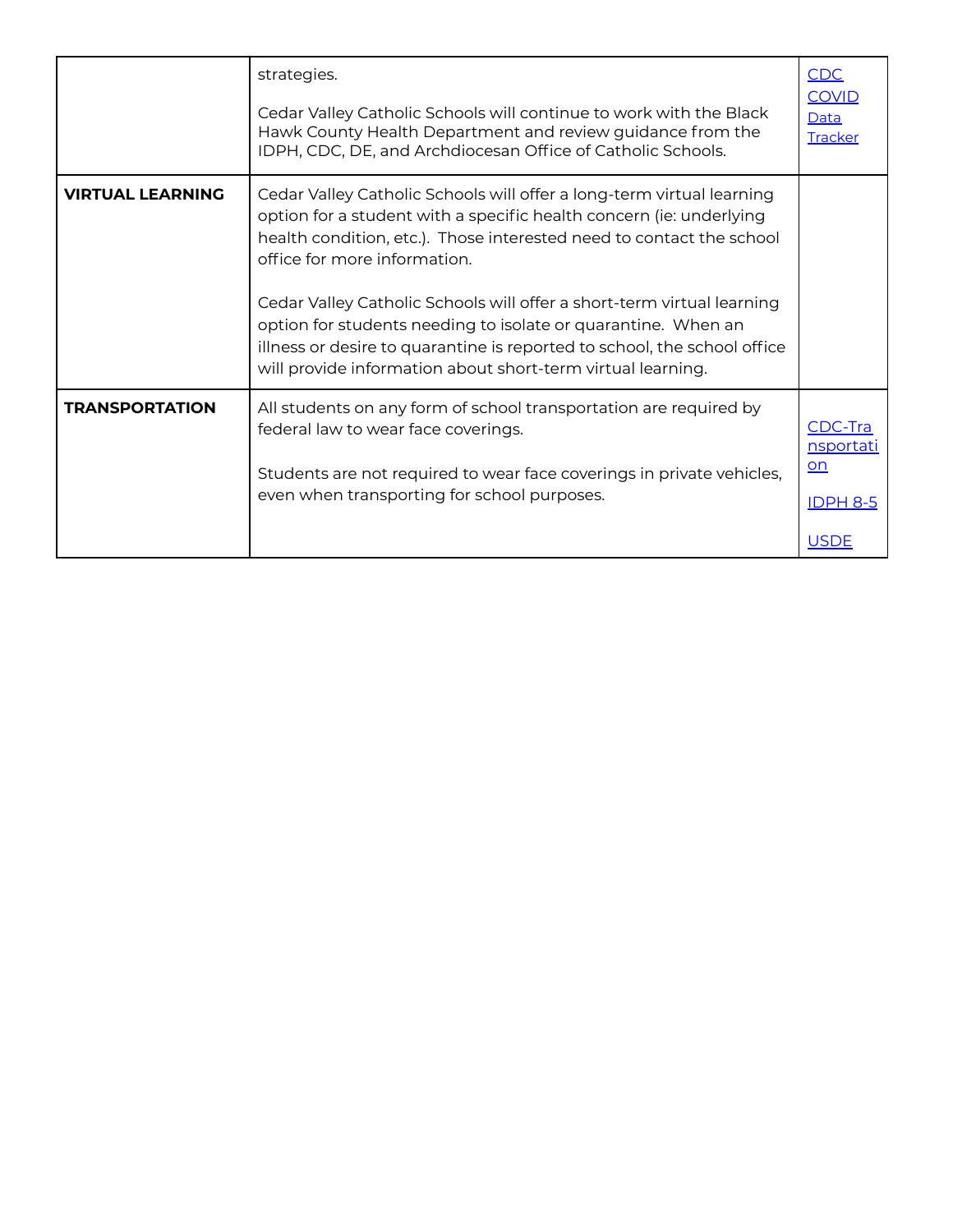| | | |
|---|---|---|
| | strategies.<br><br>Cedar Valley Catholic Schools will continue to work with the Black Hawk County Health Department and review guidance from the IDPH, CDC, DE, and Archdiocesan Office of Catholic Schools. | CDC COVID Data Tracker |
| **VIRTUAL LEARNING** | Cedar Valley Catholic Schools will offer a long-term virtual learning option for a student with a specific health concern (ie: underlying health condition, etc.). Those interested need to contact the school office for more information.<br><br>Cedar Valley Catholic Schools will offer a short-term virtual learning option for students needing to isolate or quarantine. When an illness or desire to quarantine is reported to school, the school office will provide information about short-term virtual learning. | |
| **TRANSPORTATION** | All students on any form of school transportation are required by federal law to wear face coverings.<br><br>Students are not required to wear face coverings in private vehicles, even when transporting for school purposes. | CDC-Transportation<br><br>IDPH 8-5<br><br>USDE |